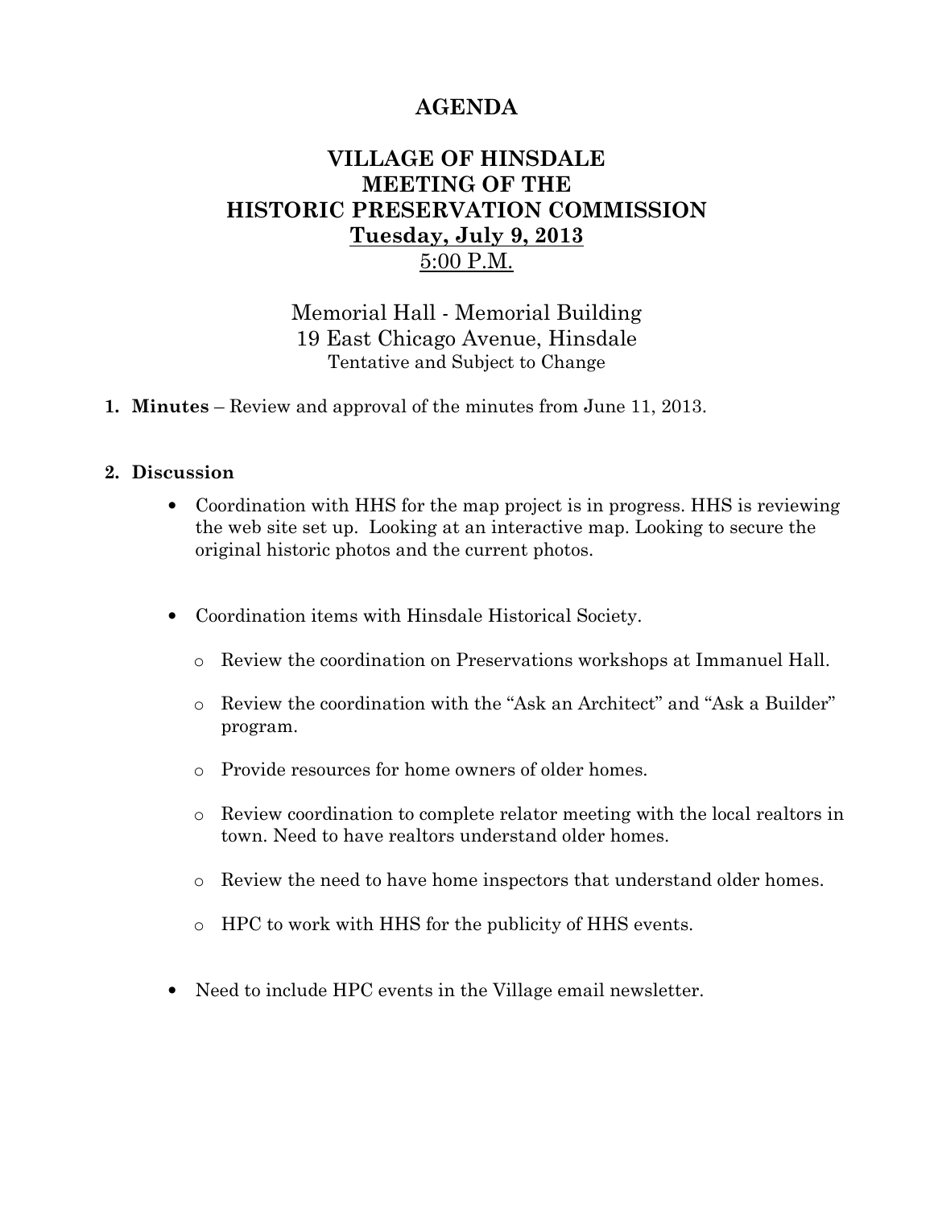# AGENDA

## VILLAGE OF HINSDALE
## MEETING OF THE
## HISTORIC PRESERVATION COMMISSION
## Tuesday, July 9, 2013
## 5:00 P.M.

Memorial Hall - Memorial Building
19 East Chicago Avenue, Hinsdale
Tentative and Subject to Change

1. **Minutes** – Review and approval of the minutes from June 11, 2013.

2. **Discussion**
   - Coordination with HHS for the map project is in progress. HHS is reviewing the web site set up. Looking at an interactive map. Looking to secure the original historic photos and the current photos.
   - Coordination items with Hinsdale Historical Society.
     - Review the coordination on Preservations workshops at Immanuel Hall.
     - Review the coordination with the "Ask an Architect" and "Ask a Builder" program.
     - Provide resources for home owners of older homes.
     - Review coordination to complete relator meeting with the local realtors in town. Need to have realtors understand older homes.
     - Review the need to have home inspectors that understand older homes.
     - HPC to work with HHS for the publicity of HHS events.
   - Need to include HPC events in the Village email newsletter.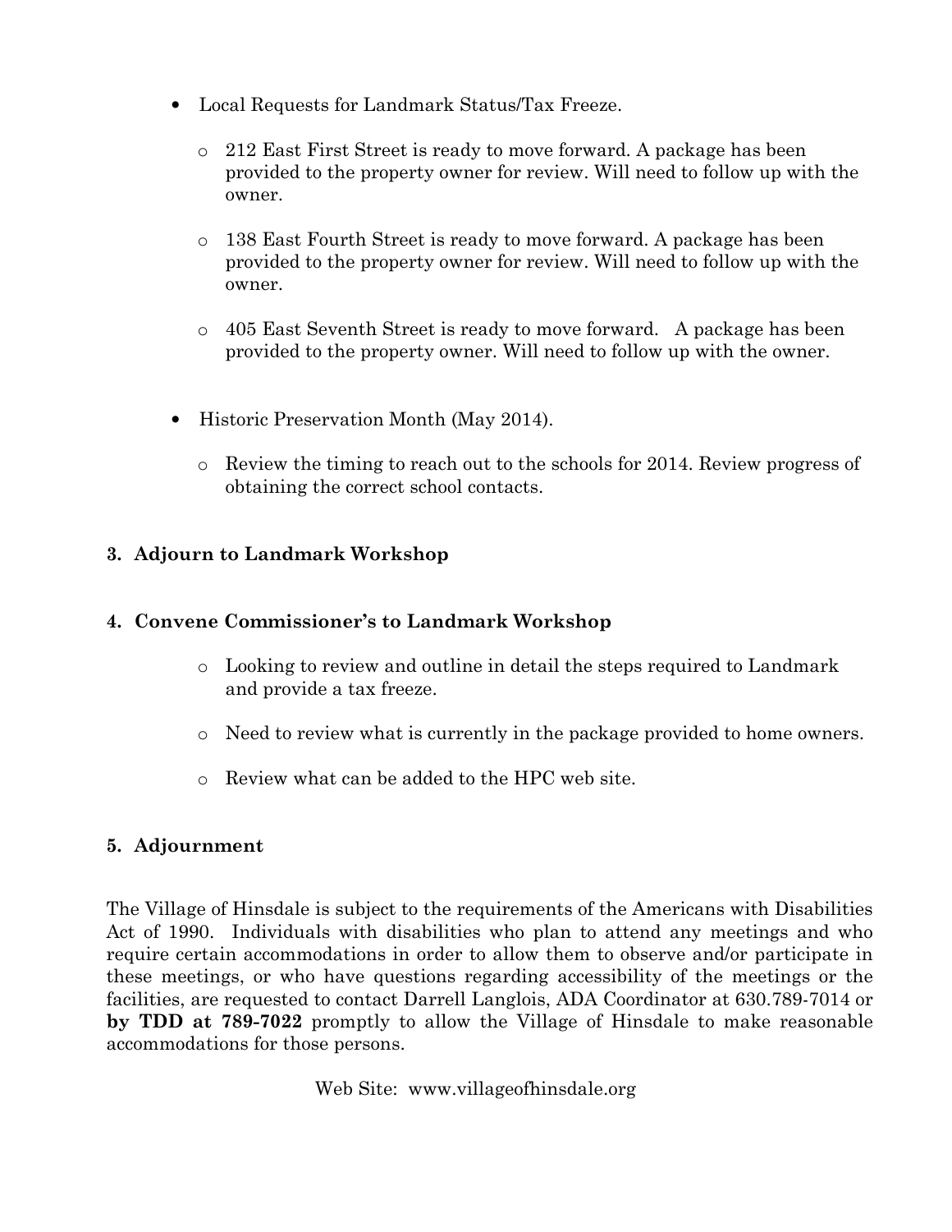- Local Requests for Landmark Status/Tax Freeze.
  - 212 East First Street is ready to move forward. A package has been provided to the property owner for review. Will need to follow up with the owner.
  - 138 East Fourth Street is ready to move forward. A package has been provided to the property owner for review. Will need to follow up with the owner.
  - 405 East Seventh Street is ready to move forward. A package has been provided to the property owner. Will need to follow up with the owner.
- Historic Preservation Month (May 2014).
  - Review the timing to reach out to the schools for 2014. Review progress of obtaining the correct school contacts.

**3. Adjourn to Landmark Workshop**

**4. Convene Commissioner's to Landmark Workshop**

- Looking to review and outline in detail the steps required to Landmark and provide a tax freeze.
- Need to review what is currently in the package provided to home owners.
- Review what can be added to the HPC web site.

**5. Adjournment**

The Village of Hinsdale is subject to the requirements of the Americans with Disabilities Act of 1990. Individuals with disabilities who plan to attend any meetings and who require certain accommodations in order to allow them to observe and/or participate in these meetings, or who have questions regarding accessibility of the meetings or the facilities, are requested to contact Darrell Langlois, ADA Coordinator at 630.789-7014 or **by TDD at 789-7022** promptly to allow the Village of Hinsdale to make reasonable accommodations for those persons.

Web Site: www.villageofhinsdale.org